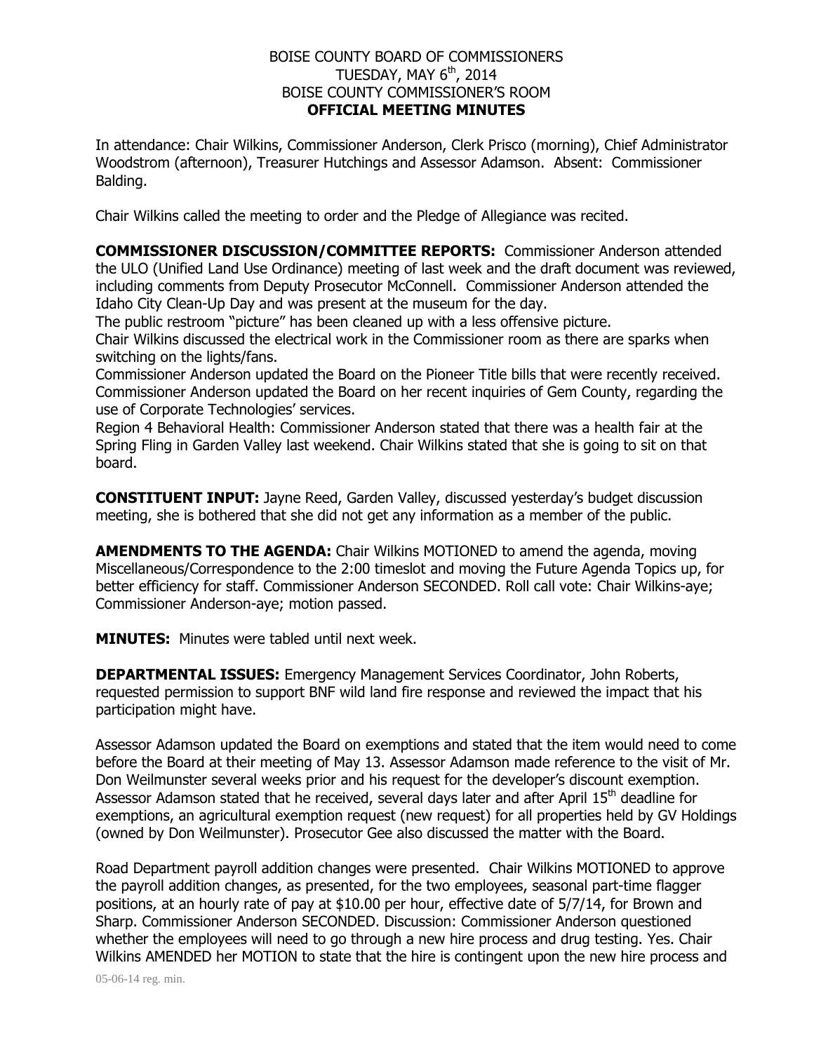BOISE COUNTY BOARD OF COMMISSIONERS
TUESDAY, MAY 6th, 2014
BOISE COUNTY COMMISSIONER'S ROOM
**OFFICIAL MEETING MINUTES**

In attendance: Chair Wilkins, Commissioner Anderson, Clerk Prisco (morning), Chief Administrator Woodstrom (afternoon), Treasurer Hutchings and Assessor Adamson. Absent: Commissioner Balding.

Chair Wilkins called the meeting to order and the Pledge of Allegiance was recited.

**COMMISSIONER DISCUSSION/COMMITTEE REPORTS:** Commissioner Anderson attended the ULO (Unified Land Use Ordinance) meeting of last week and the draft document was reviewed, including comments from Deputy Prosecutor McConnell. Commissioner Anderson attended the Idaho City Clean-Up Day and was present at the museum for the day.
The public restroom "picture" has been cleaned up with a less offensive picture.
Chair Wilkins discussed the electrical work in the Commissioner room as there are sparks when switching on the lights/fans.
Commissioner Anderson updated the Board on the Pioneer Title bills that were recently received.
Commissioner Anderson updated the Board on her recent inquiries of Gem County, regarding the use of Corporate Technologies' services.
Region 4 Behavioral Health: Commissioner Anderson stated that there was a health fair at the Spring Fling in Garden Valley last weekend. Chair Wilkins stated that she is going to sit on that board.

**CONSTITUENT INPUT:** Jayne Reed, Garden Valley, discussed yesterday's budget discussion meeting, she is bothered that she did not get any information as a member of the public.

**AMENDMENTS TO THE AGENDA:** Chair Wilkins MOTIONED to amend the agenda, moving Miscellaneous/Correspondence to the 2:00 timeslot and moving the Future Agenda Topics up, for better efficiency for staff. Commissioner Anderson SECONDED. Roll call vote: Chair Wilkins-aye; Commissioner Anderson-aye; motion passed.

**MINUTES:** Minutes were tabled until next week.

**DEPARTMENTAL ISSUES:** Emergency Management Services Coordinator, John Roberts, requested permission to support BNF wild land fire response and reviewed the impact that his participation might have.

Assessor Adamson updated the Board on exemptions and stated that the item would need to come before the Board at their meeting of May 13. Assessor Adamson made reference to the visit of Mr. Don Weilmunster several weeks prior and his request for the developer's discount exemption. Assessor Adamson stated that he received, several days later and after April 15th deadline for exemptions, an agricultural exemption request (new request) for all properties held by GV Holdings (owned by Don Weilmunster). Prosecutor Gee also discussed the matter with the Board.

Road Department payroll addition changes were presented. Chair Wilkins MOTIONED to approve the payroll addition changes, as presented, for the two employees, seasonal part-time flagger positions, at an hourly rate of pay at $10.00 per hour, effective date of 5/7/14, for Brown and Sharp. Commissioner Anderson SECONDED. Discussion: Commissioner Anderson questioned whether the employees will need to go through a new hire process and drug testing. Yes. Chair Wilkins AMENDED her MOTION to state that the hire is contingent upon the new hire process and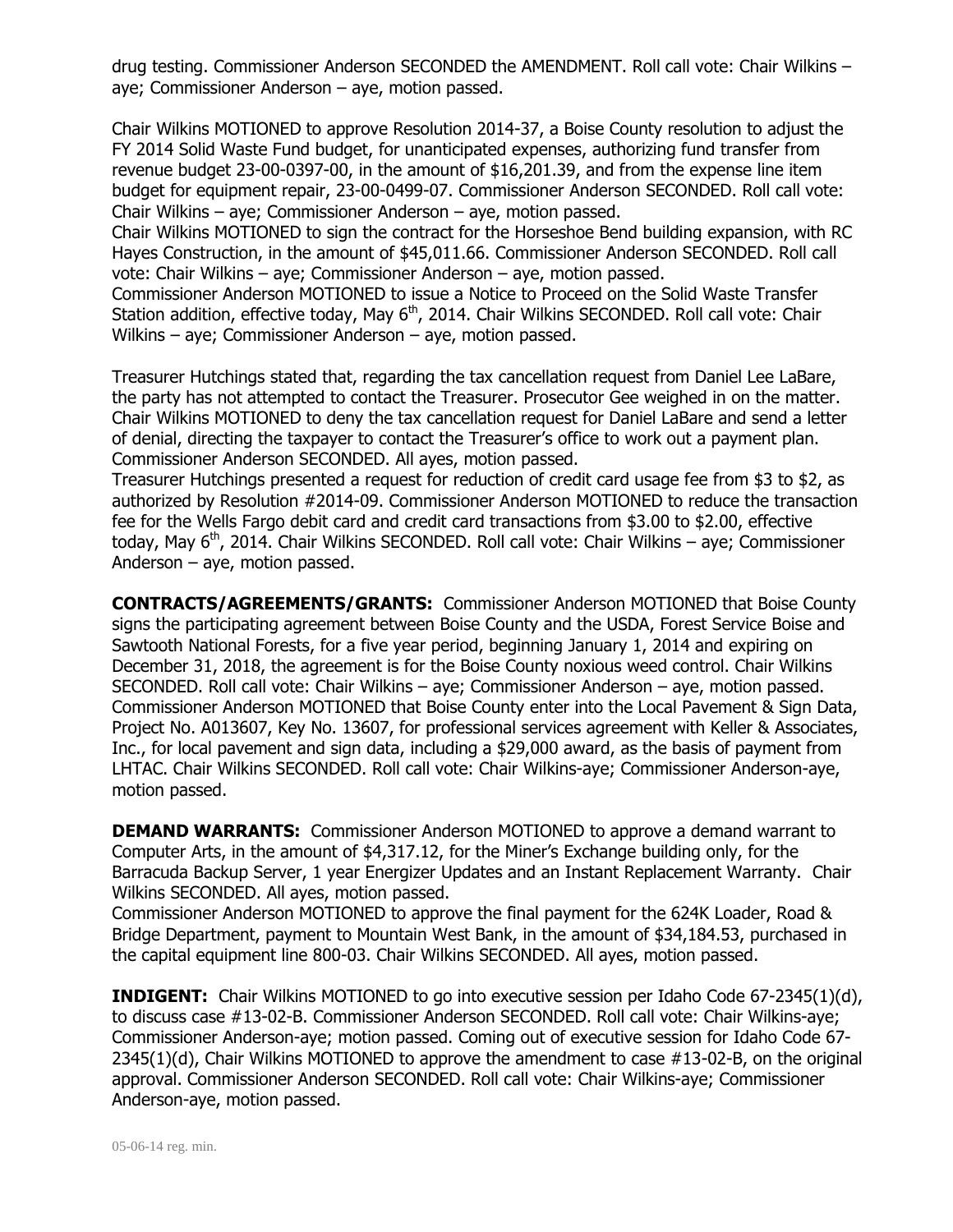drug testing. Commissioner Anderson SECONDED the AMENDMENT. Roll call vote: Chair Wilkins – aye; Commissioner Anderson – aye, motion passed.

Chair Wilkins MOTIONED to approve Resolution 2014-37, a Boise County resolution to adjust the FY 2014 Solid Waste Fund budget, for unanticipated expenses, authorizing fund transfer from revenue budget 23-00-0397-00, in the amount of $16,201.39, and from the expense line item budget for equipment repair, 23-00-0499-07. Commissioner Anderson SECONDED. Roll call vote: Chair Wilkins – aye; Commissioner Anderson – aye, motion passed.
Chair Wilkins MOTIONED to sign the contract for the Horseshoe Bend building expansion, with RC Hayes Construction, in the amount of $45,011.66. Commissioner Anderson SECONDED. Roll call vote: Chair Wilkins – aye; Commissioner Anderson – aye, motion passed.
Commissioner Anderson MOTIONED to issue a Notice to Proceed on the Solid Waste Transfer Station addition, effective today, May 6th, 2014. Chair Wilkins SECONDED. Roll call vote: Chair Wilkins – aye; Commissioner Anderson – aye, motion passed.

Treasurer Hutchings stated that, regarding the tax cancellation request from Daniel Lee LaBare, the party has not attempted to contact the Treasurer. Prosecutor Gee weighed in on the matter. Chair Wilkins MOTIONED to deny the tax cancellation request for Daniel LaBare and send a letter of denial, directing the taxpayer to contact the Treasurer's office to work out a payment plan. Commissioner Anderson SECONDED. All ayes, motion passed.
Treasurer Hutchings presented a request for reduction of credit card usage fee from $3 to $2, as authorized by Resolution #2014-09. Commissioner Anderson MOTIONED to reduce the transaction fee for the Wells Fargo debit card and credit card transactions from $3.00 to $2.00, effective today, May 6th, 2014. Chair Wilkins SECONDED. Roll call vote: Chair Wilkins – aye; Commissioner Anderson – aye, motion passed.

**CONTRACTS/AGREEMENTS/GRANTS:** Commissioner Anderson MOTIONED that Boise County signs the participating agreement between Boise County and the USDA, Forest Service Boise and Sawtooth National Forests, for a five year period, beginning January 1, 2014 and expiring on December 31, 2018, the agreement is for the Boise County noxious weed control. Chair Wilkins SECONDED. Roll call vote: Chair Wilkins – aye; Commissioner Anderson – aye, motion passed.
Commissioner Anderson MOTIONED that Boise County enter into the Local Pavement & Sign Data, Project No. A013607, Key No. 13607, for professional services agreement with Keller & Associates, Inc., for local pavement and sign data, including a $29,000 award, as the basis of payment from LHTAC. Chair Wilkins SECONDED. Roll call vote: Chair Wilkins-aye; Commissioner Anderson-aye, motion passed.

**DEMAND WARRANTS:** Commissioner Anderson MOTIONED to approve a demand warrant to Computer Arts, in the amount of $4,317.12, for the Miner's Exchange building only, for the Barracuda Backup Server, 1 year Energizer Updates and an Instant Replacement Warranty. Chair Wilkins SECONDED. All ayes, motion passed.
Commissioner Anderson MOTIONED to approve the final payment for the 624K Loader, Road & Bridge Department, payment to Mountain West Bank, in the amount of $34,184.53, purchased in the capital equipment line 800-03. Chair Wilkins SECONDED. All ayes, motion passed.

**INDIGENT:** Chair Wilkins MOTIONED to go into executive session per Idaho Code 67-2345(1)(d), to discuss case #13-02-B. Commissioner Anderson SECONDED. Roll call vote: Chair Wilkins-aye; Commissioner Anderson-aye; motion passed. Coming out of executive session for Idaho Code 67-2345(1)(d), Chair Wilkins MOTIONED to approve the amendment to case #13-02-B, on the original approval. Commissioner Anderson SECONDED. Roll call vote: Chair Wilkins-aye; Commissioner Anderson-aye, motion passed.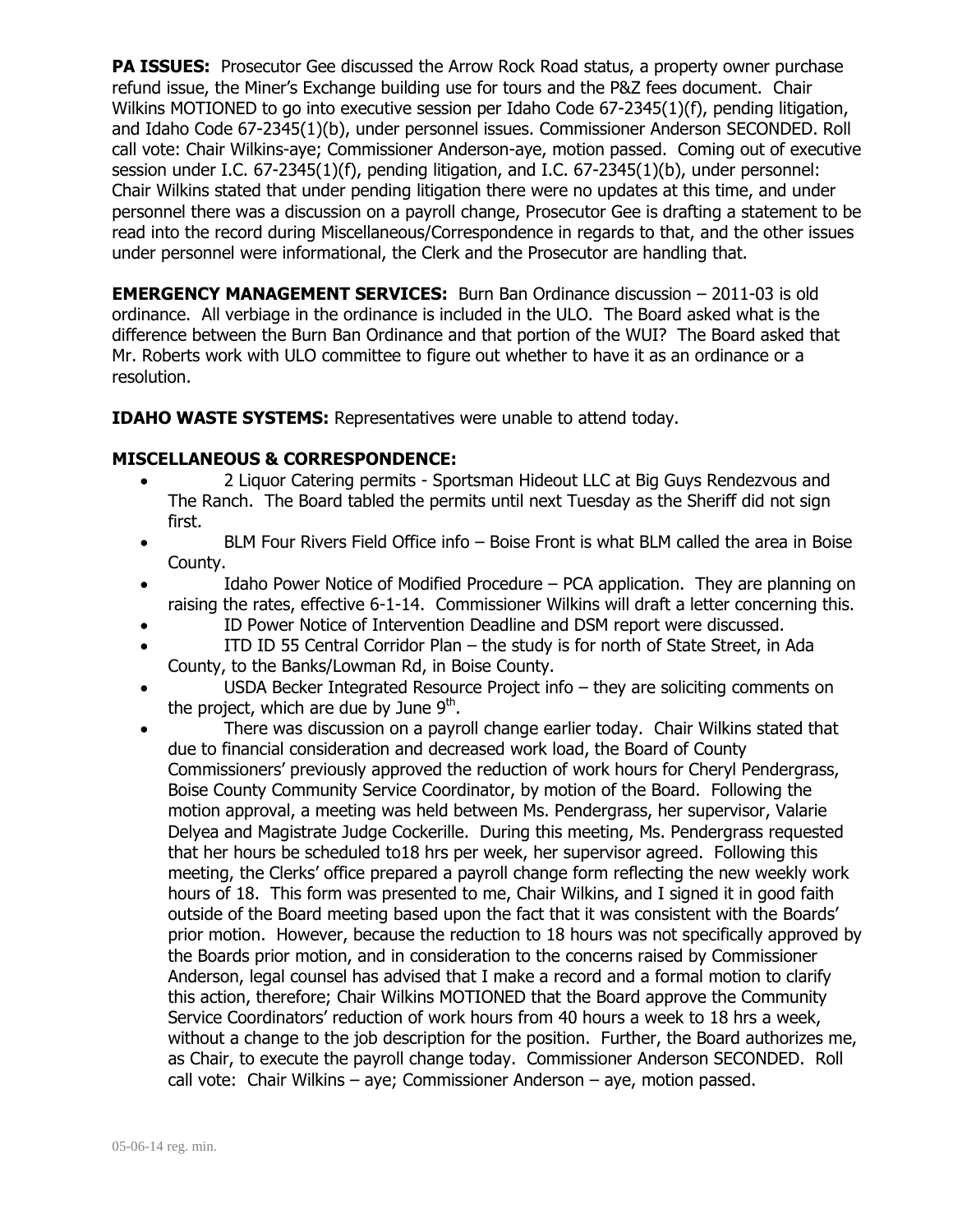**PA ISSUES:** Prosecutor Gee discussed the Arrow Rock Road status, a property owner purchase refund issue, the Miner's Exchange building use for tours and the P&Z fees document. Chair Wilkins MOTIONED to go into executive session per Idaho Code 67-2345(1)(f), pending litigation, and Idaho Code 67-2345(1)(b), under personnel issues. Commissioner Anderson SECONDED. Roll call vote: Chair Wilkins-aye; Commissioner Anderson-aye, motion passed. Coming out of executive session under I.C. 67-2345(1)(f), pending litigation, and I.C. 67-2345(1)(b), under personnel: Chair Wilkins stated that under pending litigation there were no updates at this time, and under personnel there was a discussion on a payroll change, Prosecutor Gee is drafting a statement to be read into the record during Miscellaneous/Correspondence in regards to that, and the other issues under personnel were informational, the Clerk and the Prosecutor are handling that.

**EMERGENCY MANAGEMENT SERVICES:** Burn Ban Ordinance discussion – 2011-03 is old ordinance. All verbiage in the ordinance is included in the ULO. The Board asked what is the difference between the Burn Ban Ordinance and that portion of the WUI? The Board asked that Mr. Roberts work with ULO committee to figure out whether to have it as an ordinance or a resolution.

**IDAHO WASTE SYSTEMS:** Representatives were unable to attend today.

**MISCELLANEOUS & CORRESPONDENCE:**

- 2 Liquor Catering permits - Sportsman Hideout LLC at Big Guys Rendezvous and The Ranch. The Board tabled the permits until next Tuesday as the Sheriff did not sign first.
- BLM Four Rivers Field Office info – Boise Front is what BLM called the area in Boise County.
- Idaho Power Notice of Modified Procedure – PCA application. They are planning on raising the rates, effective 6-1-14. Commissioner Wilkins will draft a letter concerning this.
- ID Power Notice of Intervention Deadline and DSM report were discussed.
- ITD ID 55 Central Corridor Plan – the study is for north of State Street, in Ada County, to the Banks/Lowman Rd, in Boise County.
- USDA Becker Integrated Resource Project info – they are soliciting comments on the project, which are due by June 9th.
- There was discussion on a payroll change earlier today. Chair Wilkins stated that due to financial consideration and decreased work load, the Board of County Commissioners' previously approved the reduction of work hours for Cheryl Pendergrass, Boise County Community Service Coordinator, by motion of the Board. Following the motion approval, a meeting was held between Ms. Pendergrass, her supervisor, Valarie Delyea and Magistrate Judge Cockerille. During this meeting, Ms. Pendergrass requested that her hours be scheduled to18 hrs per week, her supervisor agreed. Following this meeting, the Clerks' office prepared a payroll change form reflecting the new weekly work hours of 18. This form was presented to me, Chair Wilkins, and I signed it in good faith outside of the Board meeting based upon the fact that it was consistent with the Boards' prior motion. However, because the reduction to 18 hours was not specifically approved by the Boards prior motion, and in consideration to the concerns raised by Commissioner Anderson, legal counsel has advised that I make a record and a formal motion to clarify this action, therefore; Chair Wilkins MOTIONED that the Board approve the Community Service Coordinators' reduction of work hours from 40 hours a week to 18 hrs a week, without a change to the job description for the position. Further, the Board authorizes me, as Chair, to execute the payroll change today. Commissioner Anderson SECONDED. Roll call vote: Chair Wilkins – aye; Commissioner Anderson – aye, motion passed.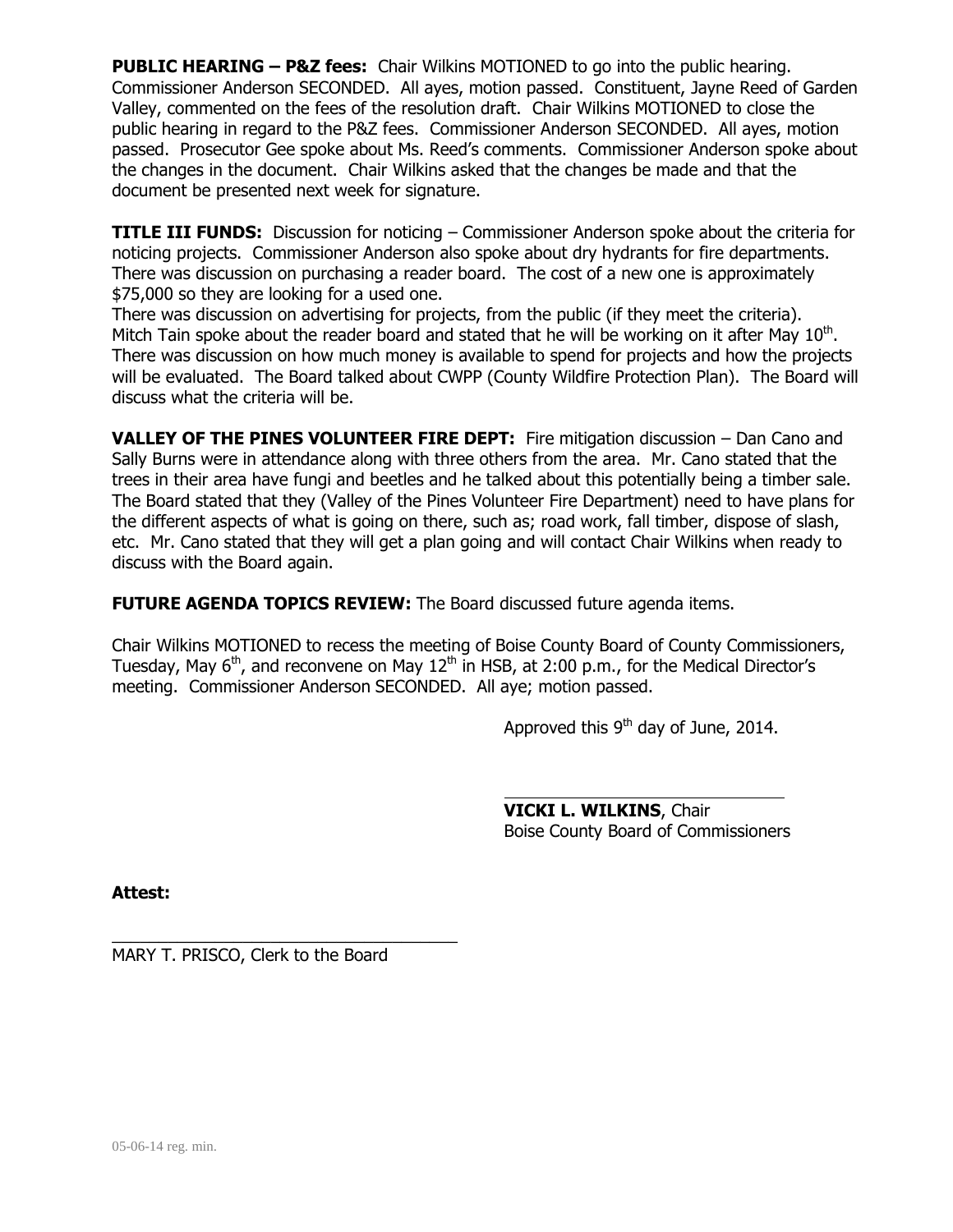**PUBLIC HEARING – P&Z fees:** Chair Wilkins MOTIONED to go into the public hearing. Commissioner Anderson SECONDED. All ayes, motion passed. Constituent, Jayne Reed of Garden Valley, commented on the fees of the resolution draft. Chair Wilkins MOTIONED to close the public hearing in regard to the P&Z fees. Commissioner Anderson SECONDED. All ayes, motion passed. Prosecutor Gee spoke about Ms. Reed's comments. Commissioner Anderson spoke about the changes in the document. Chair Wilkins asked that the changes be made and that the document be presented next week for signature.

**TITLE III FUNDS:** Discussion for noticing – Commissioner Anderson spoke about the criteria for noticing projects. Commissioner Anderson also spoke about dry hydrants for fire departments. There was discussion on purchasing a reader board. The cost of a new one is approximately $75,000 so they are looking for a used one.

There was discussion on advertising for projects, from the public (if they meet the criteria). Mitch Tain spoke about the reader board and stated that he will be working on it after May 10th. There was discussion on how much money is available to spend for projects and how the projects will be evaluated. The Board talked about CWPP (County Wildfire Protection Plan). The Board will discuss what the criteria will be.

**VALLEY OF THE PINES VOLUNTEER FIRE DEPT:** Fire mitigation discussion – Dan Cano and Sally Burns were in attendance along with three others from the area. Mr. Cano stated that the trees in their area have fungi and beetles and he talked about this potentially being a timber sale. The Board stated that they (Valley of the Pines Volunteer Fire Department) need to have plans for the different aspects of what is going on there, such as; road work, fall timber, dispose of slash, etc. Mr. Cano stated that they will get a plan going and will contact Chair Wilkins when ready to discuss with the Board again.

**FUTURE AGENDA TOPICS REVIEW:** The Board discussed future agenda items.

Chair Wilkins MOTIONED to recess the meeting of Boise County Board of County Commissioners, Tuesday, May 6th, and reconvene on May 12th in HSB, at 2:00 p.m., for the Medical Director's meeting. Commissioner Anderson SECONDED. All aye; motion passed.

Approved this 9th day of June, 2014.

**VICKI L. WILKINS**, Chair
Boise County Board of Commissioners

**Attest:**

MARY T. PRISCO, Clerk to the Board